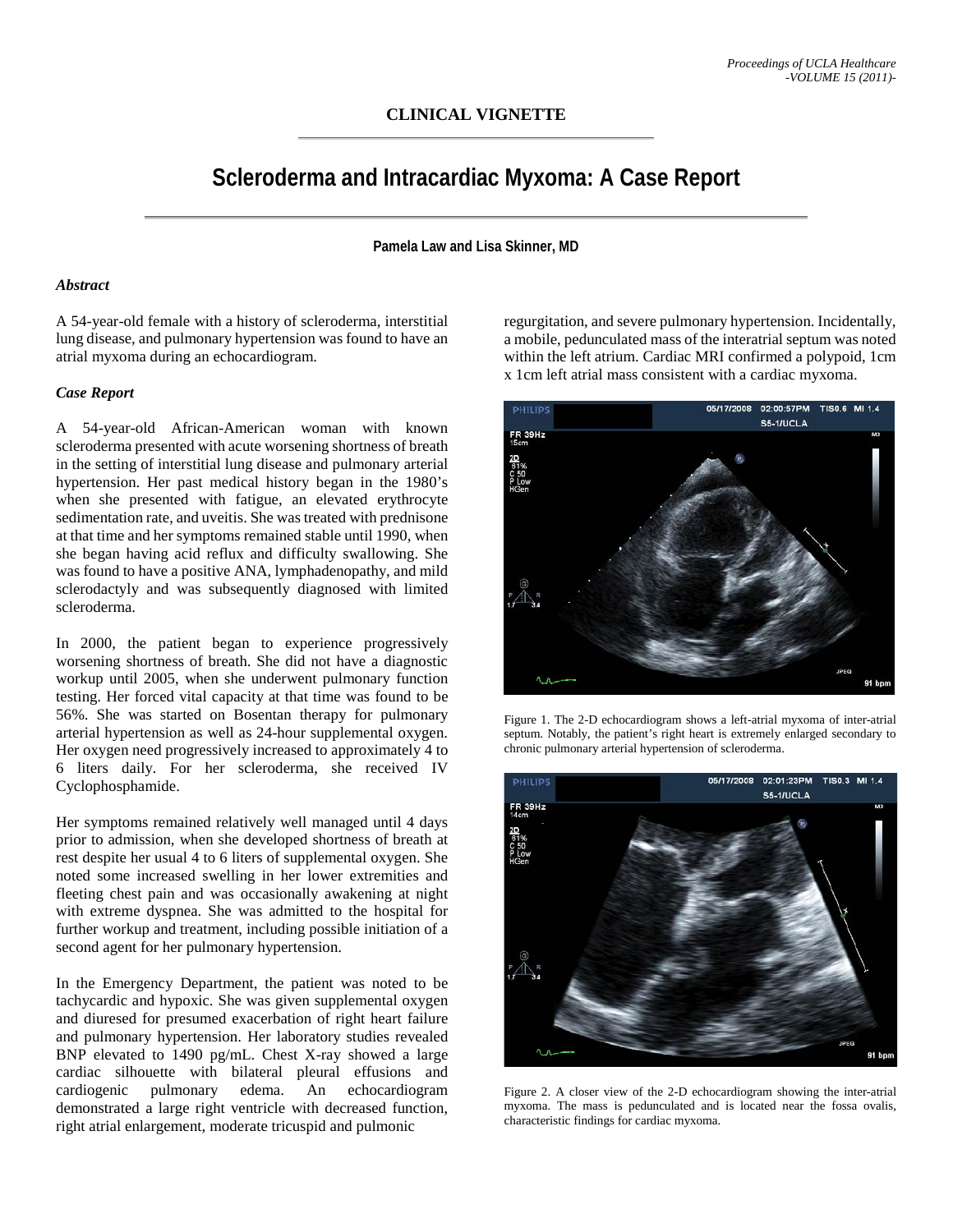## CLINICAL VIGNETTE

# Scleroderma and Intracardiac Myxoma: A Case Report

**Pamela Law and Lisa Skinner, MD**

### *Abstract*

A 54-year-old female with a history of scleroderma, interstitial lung disease, and pulmonary hypertension was found to have an atrial myxoma during an echocardiogram.

### *Case Report*

A 54-year-old African-American woman with known scleroderma presented with acute worsening shortness of breath in the setting of interstitial lung disease and pulmonary arterial hypertension. Her past medical history began in the 1980's when she presented with fatigue, an elevated erythrocyte sedimentation rate, and uveitis. She was treated with prednisone at that time and her symptoms remained stable until 1990, when she began having acid reflux and difficulty swallowing. She was found to have a positive ANA, lymphadenopathy, and mild sclerodactyly and was subsequently diagnosed with limited scleroderma.

In 2000, the patient began to experience progressively worsening shortness of breath. She did not have a diagnostic workup until 2005, when she underwent pulmonary function testing. Her forced vital capacity at that time was found to be 56%. She was started on Bosentan therapy for pulmonary arterial hypertension as well as 24-hour supplemental oxygen. Her oxygen need progressively increased to approximately 4 to 6 liters daily. For her scleroderma, she received IV Cyclophosphamide.

Her symptoms remained relatively well managed until 4 days prior to admission, when she developed shortness of breath at rest despite her usual 4 to 6 liters of supplemental oxygen. She noted some increased swelling in her lower extremities and fleeting chest pain and was occasionally awakening at night with extreme dyspnea. She was admitted to the hospital for further workup and treatment, including possible initiation of a second agent for her pulmonary hypertension.

In the Emergency Department, the patient was noted to be tachycardic and hypoxic. She was given supplemental oxygen and diuresed for presumed exacerbation of right heart failure and pulmonary hypertension. Her laboratory studies revealed BNP elevated to 1490 pg/mL. Chest X-ray showed a large cardiac silhouette with bilateral pleural effusions and cardiogenic pulmonary edema. An echocardiogram demonstrated a large right ventricle with decreased function, right atrial enlargement, moderate tricuspid and pulmonic regurgitation, and severe pulmonary hypertension. Incidentally, a mobile, pedunculated mass of the interatrial septum was noted within the left atrium. Cardiac MRI confirmed a polypoid, 1cm x 1cm left atrial mass consistent with a cardiac myxoma.

Figure 1. The 2-D echocardiogram shows a left-atrial myxoma of inter-atrial septum. Notably, the patient's right heart is extremely enlarged secondary to chronic pulmonary arterial hypertension of scleroderma.

Figure 2. A closer view of the 2-D echocardiogram showing the inter-atrial myxoma. The mass is pedunculated and is located near the fossa ovalis, characteristic findings for cardiac myxoma.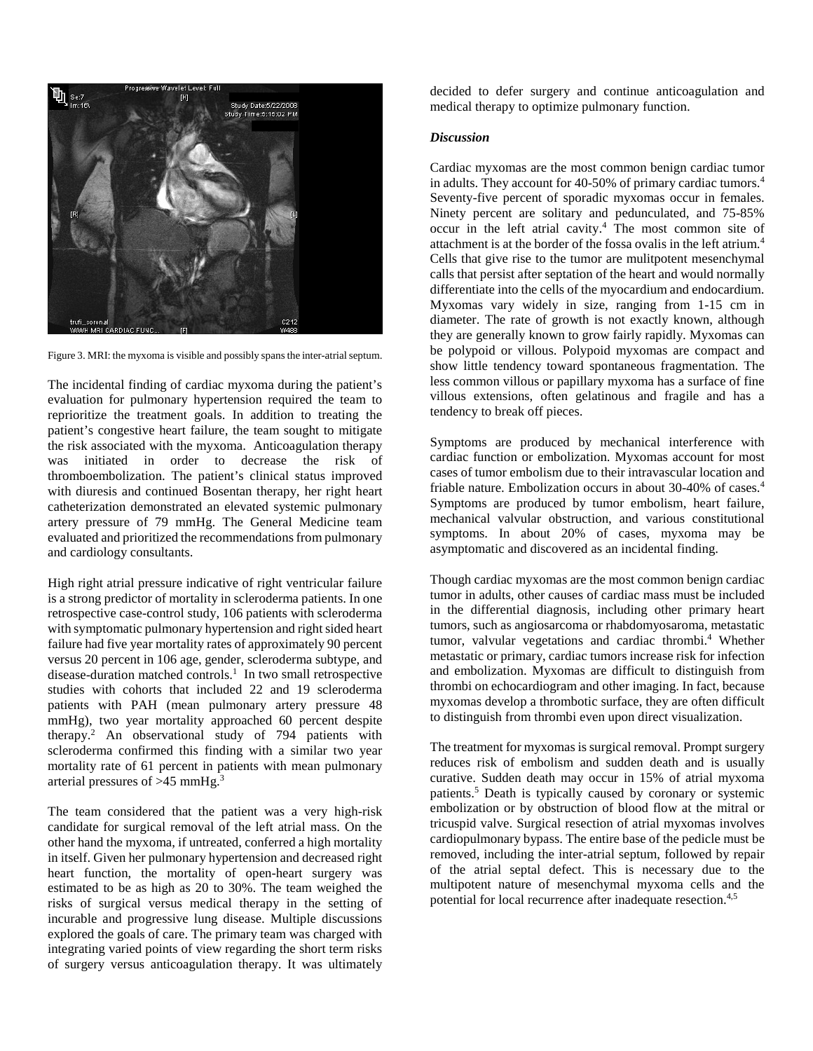Figure 3. MRI: the myxoma is visible and possibly spans the inter-atrial septum.

The incidental finding of cardiac myxoma during the patient's evaluation for pulmonary hypertension required the team to reprioritize the treatment goals. In addition to treating the patient's congestive heart failure, the team sought to mitigate the risk associated with the myxoma. Anticoagulation therapy was initiated in order to decrease the risk of thromboembolization. The patient's clinical status improved with diuresis and continued Bosentan therapy, her right heart catheterization demonstrated an elevated systemic pulmonary artery pressure of 79 mmHg. The General Medicine team evaluated and prioritized the recommendations from pulmonary and cardiology consultants.

High right atrial pressure indicative of right ventricular failure is a strong predictor of mortality in scleroderma patients. In one retrospective case-control study, 106 patients with scleroderma with symptomatic pulmonary hypertension and right sided heart failure had five year mortality rates of approximately 90 percent versus 20 percent in 106 age, gender, scleroderma subtype, and disease-duration matched controls.[1] In two small retrospective studies with cohorts that included 22 and 19 scleroderma patients with PAH (mean pulmonary artery pressure 48 mmHg), two year mortality approached 60 percent despite therapy.[2] An observational study of 794 patients with scleroderma confirmed this finding with a similar two year mortality rate of 61 percent in patients with mean pulmonary arterial pressures of >45 mmHg.[3]

The team considered that the patient was a very high-risk candidate for surgical removal of the left atrial mass. On the other hand the myxoma, if untreated, conferred a high mortality in itself. Given her pulmonary hypertension and decreased right heart function, the mortality of open-heart surgery was estimated to be as high as 20 to 30%. The team weighed the risks of surgical versus medical therapy in the setting of incurable and progressive lung disease. Multiple discussions explored the goals of care. The primary team was charged with integrating varied points of view regarding the short term risks of surgery versus anticoagulation therapy. It was ultimately decided to defer surgery and continue anticoagulation and medical therapy to optimize pulmonary function.

### *Discussion*

Cardiac myxomas are the most common benign cardiac tumor in adults. They account for 40-50% of primary cardiac tumors.[4] Seventy-five percent of sporadic myxomas occur in females. Ninety percent are solitary and pedunculated, and 75-85% occur in the left atrial cavity.[4] The most common site of attachment is at the border of the fossa ovalis in the left atrium.[4] Cells that give rise to the tumor are mulitpotent mesenchymal calls that persist after septation of the heart and would normally differentiate into the cells of the myocardium and endocardium. Myxomas vary widely in size, ranging from 1-15 cm in diameter. The rate of growth is not exactly known, although they are generally known to grow fairly rapidly. Myxomas can be polypoid or villous. Polypoid myxomas are compact and show little tendency toward spontaneous fragmentation. The less common villous or papillary myxoma has a surface of fine villous extensions, often gelatinous and fragile and has a tendency to break off pieces.

Symptoms are produced by mechanical interference with cardiac function or embolization. Myxomas account for most cases of tumor embolism due to their intravascular location and friable nature. Embolization occurs in about 30-40% of cases.[4] Symptoms are produced by tumor embolism, heart failure, mechanical valvular obstruction, and various constitutional symptoms. In about 20% of cases, myxoma may be asymptomatic and discovered as an incidental finding.

Though cardiac myxomas are the most common benign cardiac tumor in adults, other causes of cardiac mass must be included in the differential diagnosis, including other primary heart tumors, such as angiosarcoma or rhabdomyosaroma, metastatic tumor, valvular vegetations and cardiac thrombi.[4] Whether metastatic or primary, cardiac tumors increase risk for infection and embolization. Myxomas are difficult to distinguish from thrombi on echocardiogram and other imaging. In fact, because myxomas develop a thrombotic surface, they are often difficult to distinguish from thrombi even upon direct visualization.

The treatment for myxomas is surgical removal. Prompt surgery reduces risk of embolism and sudden death and is usually curative. Sudden death may occur in 15% of atrial myxoma patients.[5] Death is typically caused by coronary or systemic embolization or by obstruction of blood flow at the mitral or tricuspid valve. Surgical resection of atrial myxomas involves cardiopulmonary bypass. The entire base of the pedicle must be removed, including the inter-atrial septum, followed by repair of the atrial septal defect. This is necessary due to the multipotent nature of mesenchymal myxoma cells and the potential for local recurrence after inadequate resection.[4,5]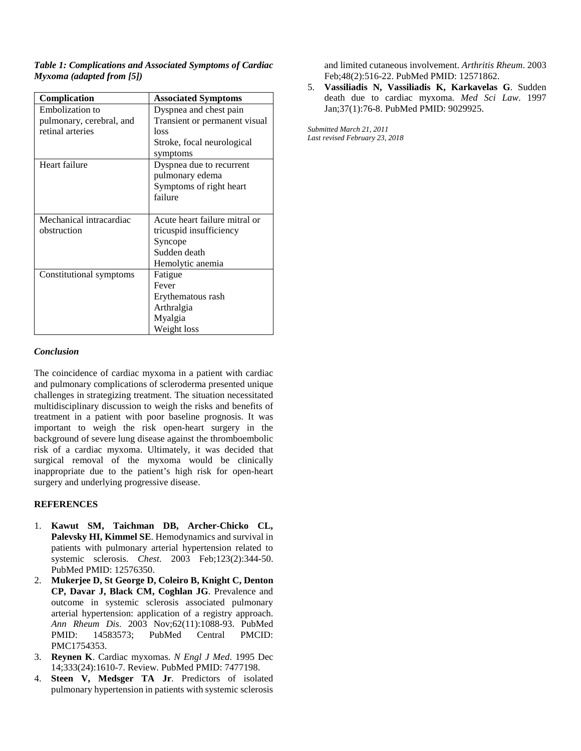***Table 1: Complications and Associated Symptoms of Cardiac Myxoma (adapted from [5])***

| Complication | Associated Symptoms |
| --- | --- |
| Embolization to pulmonary, cerebral, and retinal arteries | Dyspnea and chest pain<br>Transient or permanent visual loss<br>Stroke, focal neurological symptoms |
| Heart failure | Dyspnea due to recurrent pulmonary edema<br>Symptoms of right heart failure |
| Mechanical intracardiac obstruction | Acute heart failure mitral or tricuspid insufficiency<br>Syncope<br>Sudden death<br>Hemolytic anemia |
| Constitutional symptoms | Fatigue<br>Fever<br>Erythematous rash<br>Arthralgia<br>Myalgia<br>Weight loss |

### *Conclusion*

The coincidence of cardiac myxoma in a patient with cardiac and pulmonary complications of scleroderma presented unique challenges in strategizing treatment. The situation necessitated multidisciplinary discussion to weigh the risks and benefits of treatment in a patient with poor baseline prognosis. It was important to weigh the risk open-heart surgery in the background of severe lung disease against the thromboembolic risk of a cardiac myxoma. Ultimately, it was decided that surgical removal of the myxoma would be clinically inappropriate due to the patient's high risk for open-heart surgery and underlying progressive disease.

## REFERENCES

1. **Kawut SM, Taichman DB, Archer-Chicko CL, Palevsky HI, Kimmel SE**. Hemodynamics and survival in patients with pulmonary arterial hypertension related to systemic sclerosis. *Chest*. 2003 Feb;123(2):344-50. PubMed PMID: 12576350.
2. **Mukerjee D, St George D, Coleiro B, Knight C, Denton CP, Davar J, Black CM, Coghlan JG**. Prevalence and outcome in systemic sclerosis associated pulmonary arterial hypertension: application of a registry approach. *Ann Rheum Dis*. 2003 Nov;62(11):1088-93. PubMed PMID: 14583573; PubMed Central PMCID: PMC1754353.
3. **Reynen K**. Cardiac myxomas. *N Engl J Med*. 1995 Dec 14;333(24):1610-7. Review. PubMed PMID: 7477198.
4. **Steen V, Medsger TA Jr**. Predictors of isolated pulmonary hypertension in patients with systemic sclerosis and limited cutaneous involvement. *Arthritis Rheum*. 2003 Feb;48(2):516-22. PubMed PMID: 12571862.
5. **Vassiliadis N, Vassiliadis K, Karkavelas G**. Sudden death due to cardiac myxoma. *Med Sci Law*. 1997 Jan;37(1):76-8. PubMed PMID: 9029925.

*Submitted March 21, 2011*
*Last revised February 23, 2018*